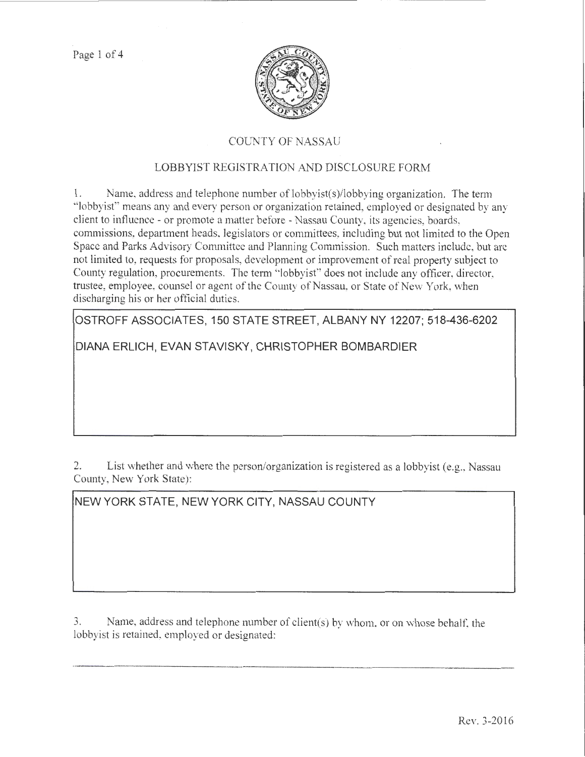# COUNTY OF NASSAU

## LOBBYIST REGISTRATION AND DISCLOSURE FORM

1. Name, address and telephone number of lobbyist(s)/lobbying organization. The term "lobbyist" means any and every person or organization retained, employed or designated by any client to influence - or promote a matter before - Nassau County, its agencies, boards, commissions, department heads, legislators or committees, including but not limited to the Open Space and Parks Advisory Committee and Planning Commission. Such matters include, but are not limited to, requests for proposals, development or improvement of real property subject to County regulation, procurements. The term "lobbyist" does not include any officer, director, trustee, employee, counsel or agent of the County of Nassau, or State of New York, when discharging his or her official duties.

OSTROFF ASSOCIATES, 150 STATE STREET, ALBANY NY 12207; 518-436-6202

DIANA ERLICH, EVAN STAVISKY, CHRISTOPHER BOMBARDIER

2. List whether and where the person/organization is registered as a lobbyist (e.g., Nassau County, New York State):

NEW YORK STATE, NEW YORK CITY, NASSAU COUNTY

3. Name, address and telephone number of client(s) by whom, or on whose behalf, the lobbyist is retained, employed or designated:

Rev. 3-2016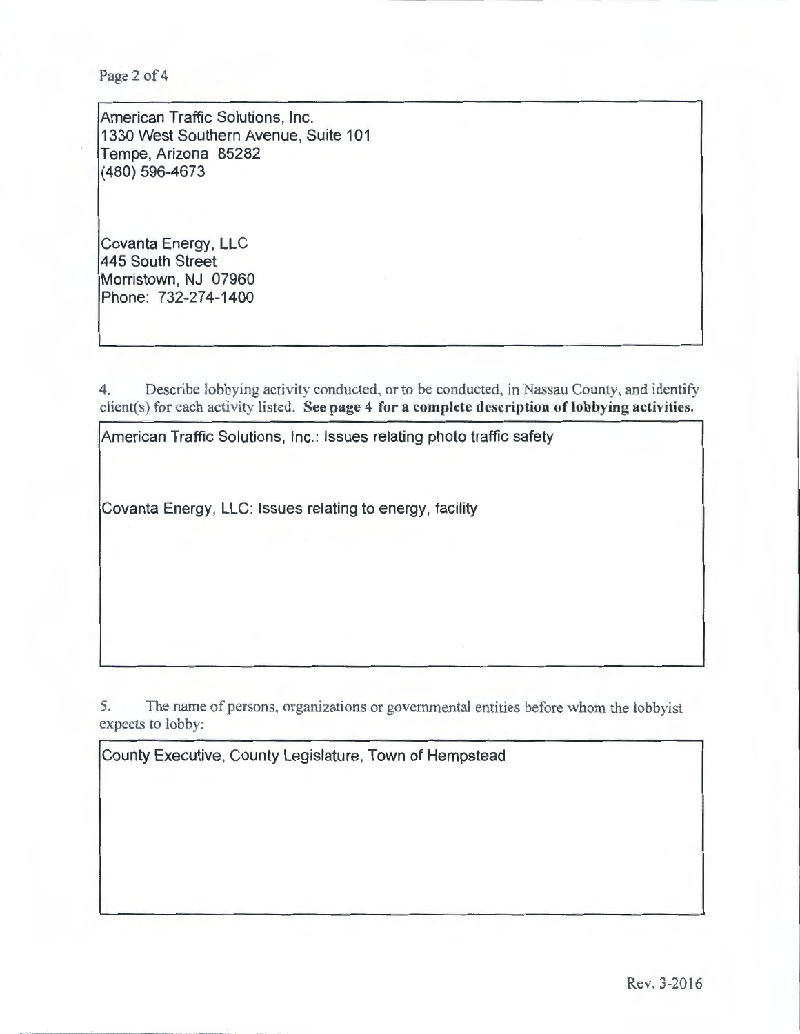American Traffic Solutions, Inc.
1330 West Southern Avenue, Suite 101
Tempe, Arizona 85282
(480) 596-4673

Covanta Energy, LLC
445 South Street
Morristown, NJ 07960
Phone: 732-274-1400

4. Describe lobbying activity conducted, or to be conducted, in Nassau County, and identify client(s) for each activity listed. **See page 4 for a complete description of lobbying activities.**

American Traffic Solutions, Inc.: Issues relating photo traffic safety

Covanta Energy, LLC: Issues relating to energy, facility

5. The name of persons, organizations or governmental entities before whom the lobbyist expects to lobby:

County Executive, County Legislature, Town of Hempstead

Rev. 3-2016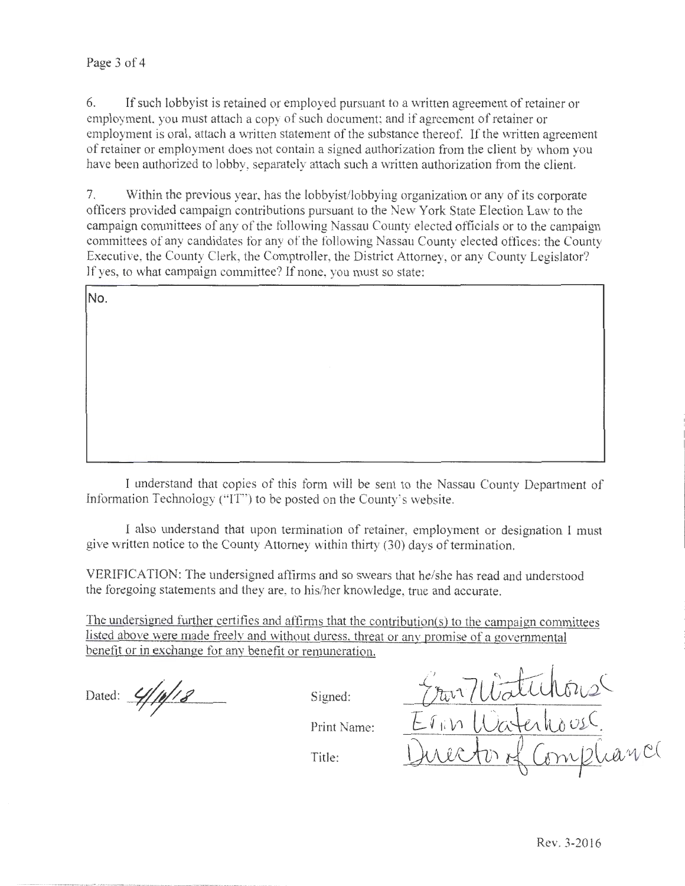6. If such lobbyist is retained or employed pursuant to a written agreement of retainer or employment, you must attach a copy of such document; and if agreement of retainer or employment is oral, attach a written statement of the substance thereof. If the written agreement of retainer or employment does not contain a signed authorization from the client by whom you have been authorized to lobby, separately attach such a written authorization from the client.

7. Within the previous year, has the lobbyist/lobbying organization or any of its corporate officers provided campaign contributions pursuant to the New York State Election Law to the campaign committees of any of the following Nassau County elected officials or to the campaign committees of any candidates for any of the following Nassau County elected offices: the County Executive, the County Clerk, the Comptroller, the District Attorney, or any County Legislator? If yes, to what campaign committee? If none, you must so state:

No.

I understand that copies of this form will be sent to the Nassau County Department of Information Technology ("IT") to be posted on the County's website.

I also understand that upon termination of retainer, employment or designation I must give written notice to the County Attorney within thirty (30) days of termination.

VERIFICATION: The undersigned affirms and so swears that he/she has read and understood the foregoing statements and they are, to his/her knowledge, true and accurate.

The undersigned further certifies and affirms that the contribution(s) to the campaign committees listed above were made freely and without duress, threat or any promise of a governmental benefit or in exchange for any benefit or remuneration.

Dated: 4/10/18

Signed: Erin Waterhouse

Print Name: Erin Waterhouse

Title: Director of Compliance

Rev. 3-2016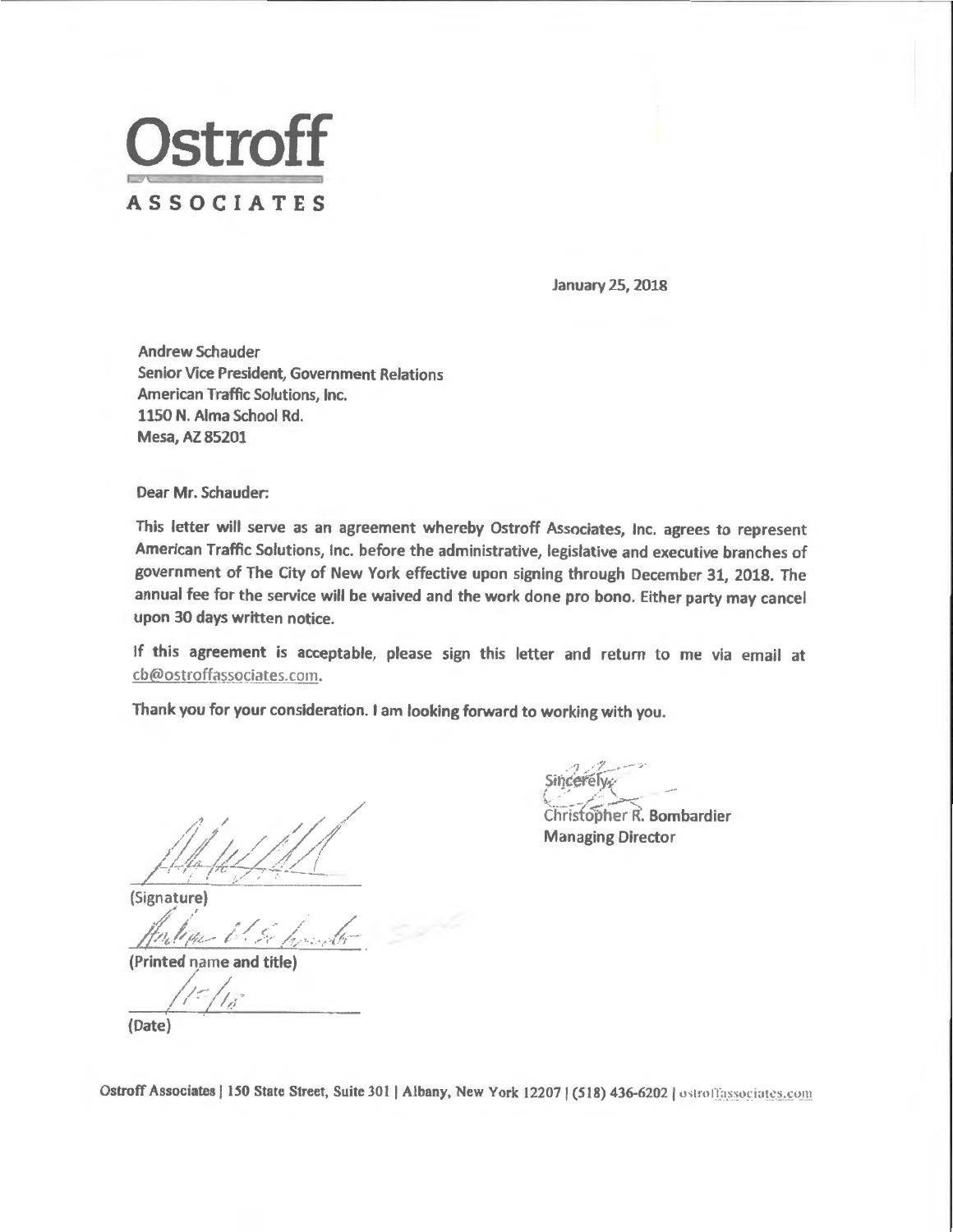# Ostroff

**ASSOCIATES**

January 25, 2018

Andrew Schauder
Senior Vice President, Government Relations
American Traffic Solutions, Inc.
1150 N. Alma School Rd.
Mesa, AZ 85201

Dear Mr. Schauder:

This letter will serve as an agreement whereby Ostroff Associates, Inc. agrees to represent American Traffic Solutions, Inc. before the administrative, legislative and executive branches of government of The City of New York effective upon signing through December 31, 2018. The annual fee for the service will be waived and the work done pro bono. Either party may cancel upon 30 days written notice.

If this agreement is acceptable, please sign this letter and return to me via email at cb@ostroffassociates.com.

Thank you for your consideration. I am looking forward to working with you.

Sincerely,

Christopher R. Bombardier
Managing Director

(Signature)

Andrew W. Schauder

(Printed name and title)

1/25/18

(Date)

Ostroff Associates | 150 State Street, Suite 301 | Albany, New York 12207 | (518) 436-6202 | ostroffassociates.com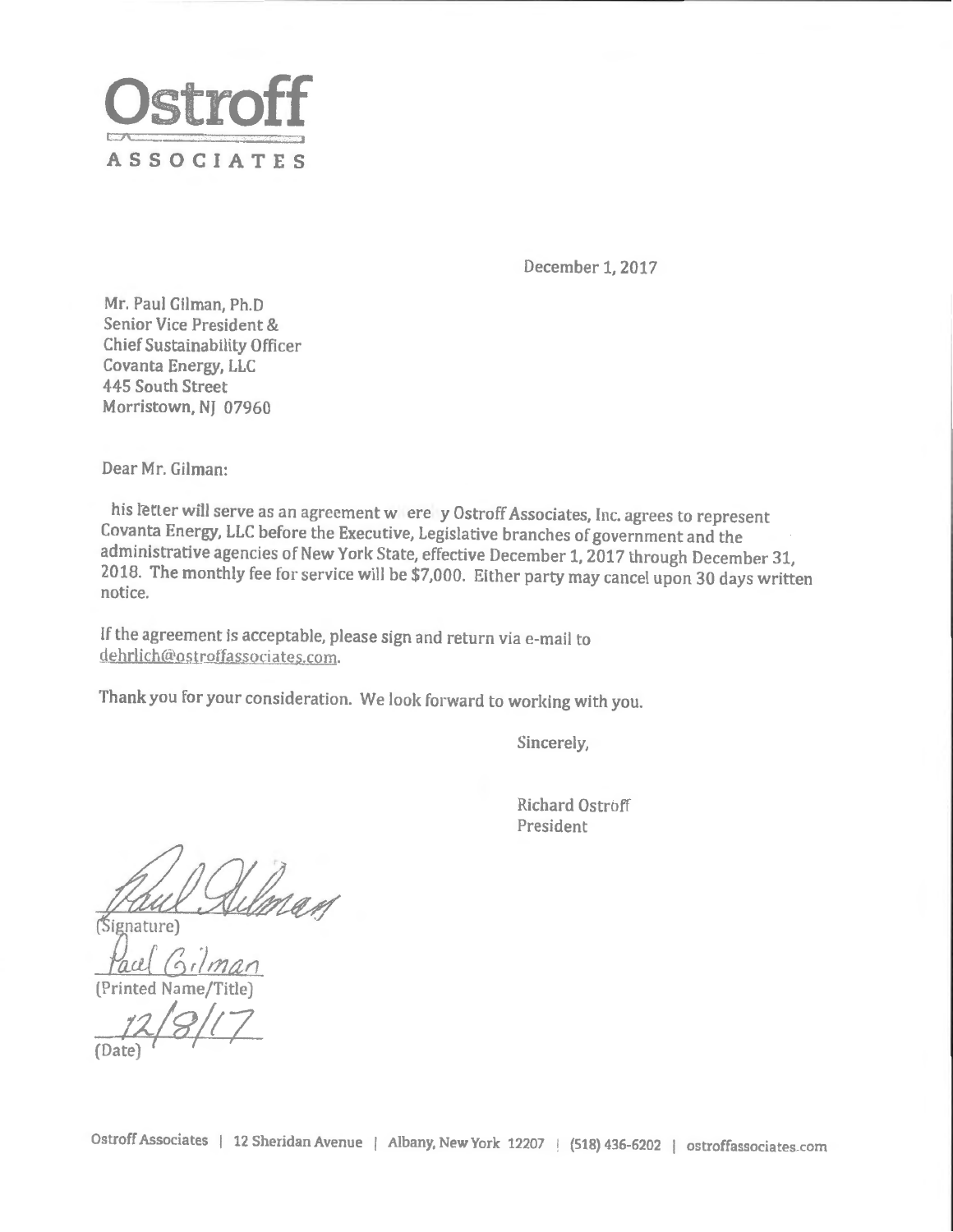# Ostroff

**ASSOCIATES**

December 1, 2017

Mr. Paul Gilman, Ph.D  
Senior Vice President &  
Chief Sustainability Officer  
Covanta Energy, LLC  
445 South Street  
Morristown, NJ 07960

Dear Mr. Gilman:

his letter will serve as an agreement w ere y Ostroff Associates, Inc. agrees to represent Covanta Energy, LLC before the Executive, Legislative branches of government and the administrative agencies of New York State, effective December 1, 2017 through December 31, 2018. The monthly fee for service will be $7,000. Either party may cancel upon 30 days written notice.

If the agreement is acceptable, please sign and return via e-mail to dehrlich@ostroffassociates.com.

Thank you for your consideration. We look forward to working with you.

Sincerely,

Richard Ostroff  
President

Paul Gilman  
(Signature)

Paul Gilman  
(Printed Name/Title)

12/8/17  
(Date)

Ostroff Associates | 12 Sheridan Avenue | Albany, New York 12207 | (518) 436-6202 | ostroffassociates.com